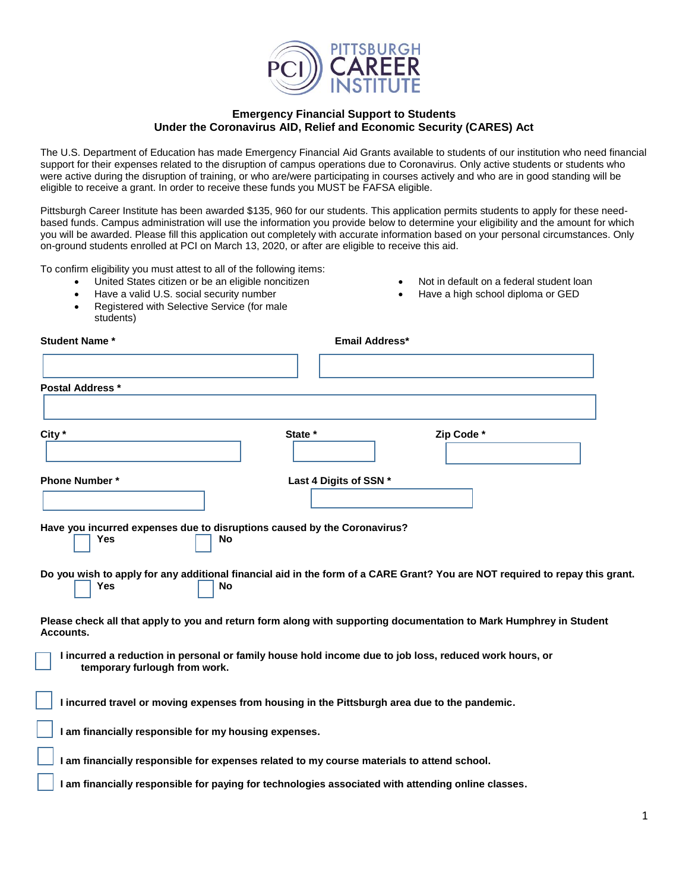# PITTSBURGH CAREER INSTITUTE

## Emergency Financial Support to Students
## Under the Coronavirus AID, Relief and Economic Security (CARES) Act

The U.S. Department of Education has made Emergency Financial Aid Grants available to students of our institution who need financial support for their expenses related to the disruption of campus operations due to Coronavirus. Only active students or students who were active during the disruption of training, or who are/were participating in courses actively and who are in good standing will be eligible to receive a grant. In order to receive these funds you MUST be FAFSA eligible.

Pittsburgh Career Institute has been awarded $135, 960 for our students. This application permits students to apply for these need-based funds. Campus administration will use the information you provide below to determine your eligibility and the amount for which you will be awarded. Please fill this application out completely with accurate information based on your personal circumstances. Only on-ground students enrolled at PCI on March 13, 2020, or after are eligible to receive this aid.

To confirm eligibility you must attest to all of the following items:

- United States citizen or be an eligible noncitizen
- Have a valid U.S. social security number
- Registered with Selective Service (for male students)
- Not in default on a federal student loan
- Have a high school diploma or GED

**Student Name \*** ____________________

**Email Address\*** ____________________

**Postal Address \*** ____________________

**City \*** ____________________

**State \*** ____________________

**Zip Code \*** ____________________

**Phone Number \*** ____________________

**Last 4 Digits of SSN \*** ____________________

**Have you incurred expenses due to disruptions caused by the Coronavirus?**

☐ **Yes** ☐ **No**

**Do you wish to apply for any additional financial aid in the form of a CARE Grant? You are NOT required to repay this grant.**

☐ **Yes** ☐ **No**

**Please check all that apply to you and return form along with supporting documentation to Mark Humphrey in Student Accounts.**

☐ **I incurred a reduction in personal or family house hold income due to job loss, reduced work hours, or temporary furlough from work.**

☐ **I incurred travel or moving expenses from housing in the Pittsburgh area due to the pandemic.**

☐ **I am financially responsible for my housing expenses.**

☐ **I am financially responsible for expenses related to my course materials to attend school.**

☐ **I am financially responsible for paying for technologies associated with attending online classes.**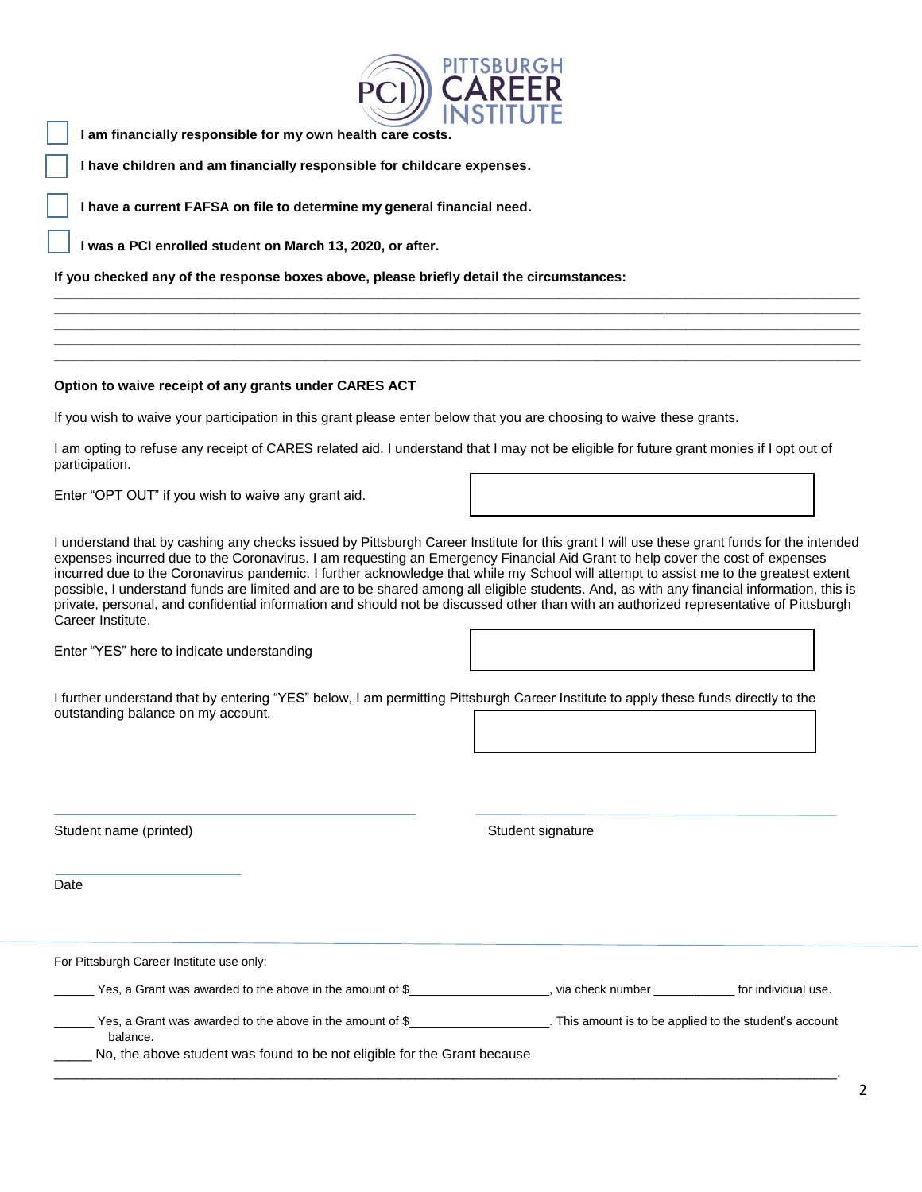PITTSBURGH CAREER INSTITUTE

- [ ] **I am financially responsible for my own health care costs.**
- [ ] **I have children and am financially responsible for childcare expenses.**
- [ ] **I have a current FAFSA on file to determine my general financial need.**
- [ ] **I was a PCI enrolled student on March 13, 2020, or after.**

**If you checked any of the response boxes above, please briefly detail the circumstances:**

_______________________________________________________________________________
_______________________________________________________________________________
_______________________________________________________________________________
_______________________________________________________________________________
_______________________________________________________________________________

**Option to waive receipt of any grants under CARES ACT**

If you wish to waive your participation in this grant please enter below that you are choosing to waive these grants.

I am opting to refuse any receipt of CARES related aid. I understand that I may not be eligible for future grant monies if I opt out of participation.

Enter "OPT OUT" if you wish to waive any grant aid. [ ]

I understand that by cashing any checks issued by Pittsburgh Career Institute for this grant I will use these grant funds for the intended expenses incurred due to the Coronavirus. I am requesting an Emergency Financial Aid Grant to help cover the cost of expenses incurred due to the Coronavirus pandemic. I further acknowledge that while my School will attempt to assist me to the greatest extent possible, I understand funds are limited and are to be shared among all eligible students. And, as with any financial information, this is private, personal, and confidential information and should not be discussed other than with an authorized representative of Pittsburgh Career Institute.

Enter "YES" here to indicate understanding [ ]

I further understand that by entering "YES" below, I am permitting Pittsburgh Career Institute to apply these funds directly to the outstanding balance on my account. [ ]

_____________________________ _____________________________

Student name (printed) Student signature

_____________________________

Date

For Pittsburgh Career Institute use only:

______ Yes, a Grant was awarded to the above in the amount of $____________________, via check number ____________ for individual use.

______ Yes, a Grant was awarded to the above in the amount of $____________________. This amount is to be applied to the student's account balance.

_____ No, the above student was found to be not eligible for the Grant because

_______________________________________________________________________________.